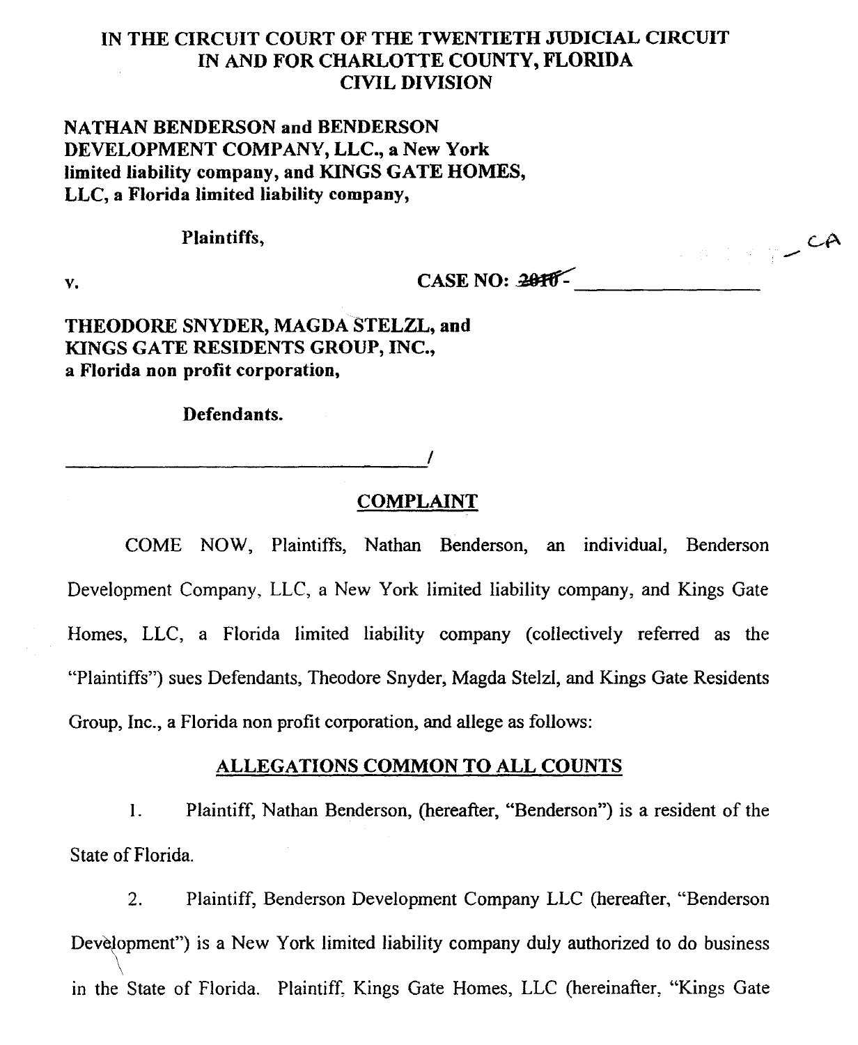**IN THE CIRCUIT COURT OF THE TWENTIETH JUDICIAL CIRCUIT**
**IN AND FOR CHARLOTTE COUNTY, FLORIDA**
**CIVIL DIVISION**

**NATHAN BENDERSON and BENDERSON DEVELOPMENT COMPANY, LLC., a New York limited liability company, and KINGS GATE HOMES, LLC, a Florida limited liability company,**

**Plaintiffs,**

v. **CASE NO: ~~2010~~- \_\_\_\_\_\_\_\_\_\_\_\_\_\_\_\_ CA**

**THEODORE SNYDER, MAGDA STELZL, and KINGS GATE RESIDENTS GROUP, INC., a Florida non profit corporation,**

**Defendants.**

\_\_\_\_\_\_\_\_\_\_\_\_\_\_\_\_\_\_\_\_\_\_\_\_\_\_\_\_\_\_\_\_\_\_\_\_/

## COMPLAINT

COME NOW, Plaintiffs, Nathan Benderson, an individual, Benderson Development Company, LLC, a New York limited liability company, and Kings Gate Homes, LLC, a Florida limited liability company (collectively referred as the "Plaintiffs") sues Defendants, Theodore Snyder, Magda Stelzl, and Kings Gate Residents Group, Inc., a Florida non profit corporation, and allege as follows:

## ALLEGATIONS COMMON TO ALL COUNTS

1. Plaintiff, Nathan Benderson, (hereafter, "Benderson") is a resident of the State of Florida.

2. Plaintiff, Benderson Development Company LLC (hereafter, "Benderson Development") is a New York limited liability company duly authorized to do business in the State of Florida. Plaintiff, Kings Gate Homes, LLC (hereinafter, "Kings Gate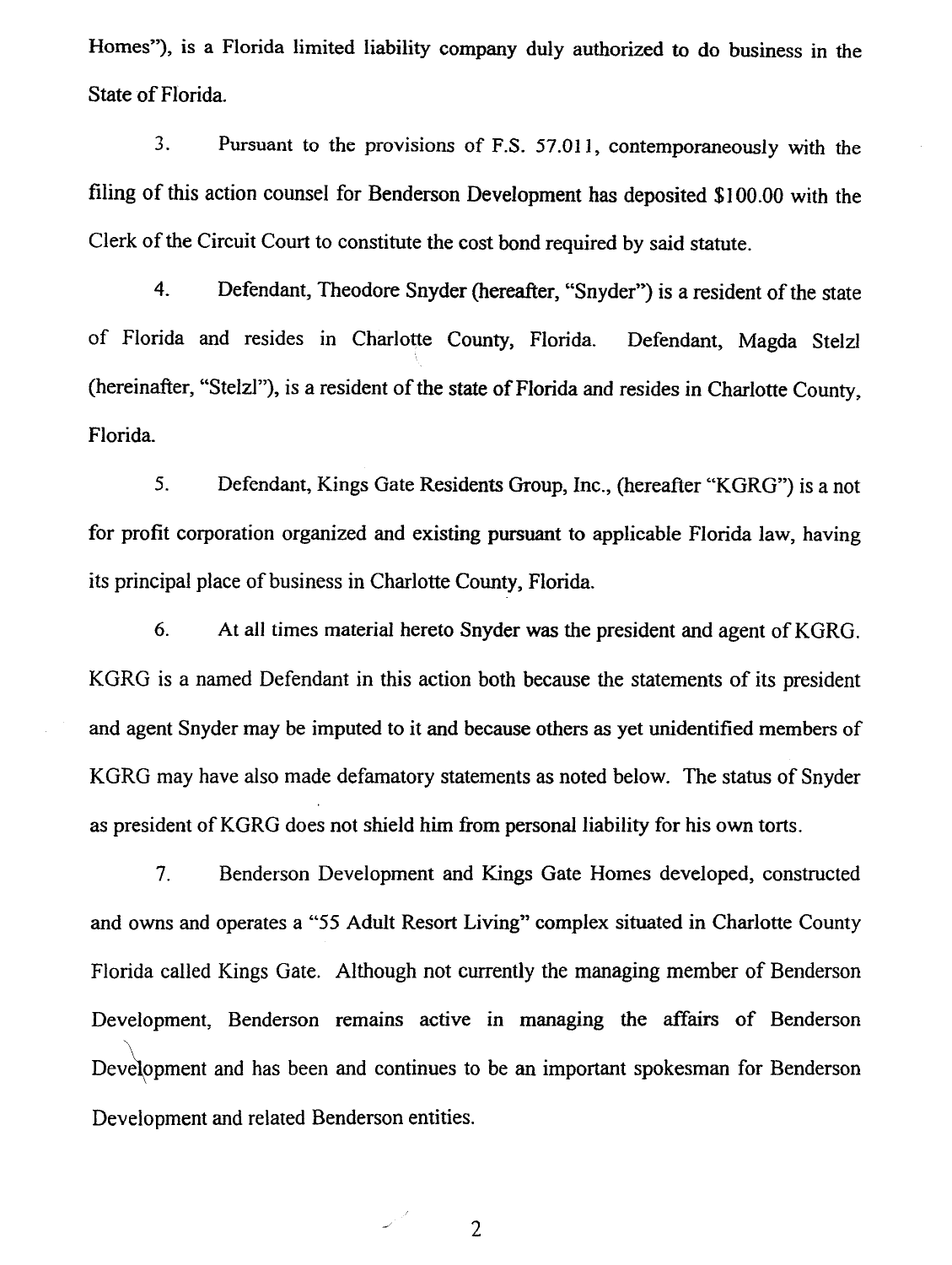Homes"), is a Florida limited liability company duly authorized to do business in the State of Florida.

3. Pursuant to the provisions of F.S. 57.011, contemporaneously with the filing of this action counsel for Benderson Development has deposited $100.00 with the Clerk of the Circuit Court to constitute the cost bond required by said statute.

4. Defendant, Theodore Snyder (hereafter, "Snyder") is a resident of the state of Florida and resides in Charlotte County, Florida. Defendant, Magda Stelzl (hereinafter, "Stelzl"), is a resident of the state of Florida and resides in Charlotte County, Florida.

5. Defendant, Kings Gate Residents Group, Inc., (hereafter "KGRG") is a not for profit corporation organized and existing pursuant to applicable Florida law, having its principal place of business in Charlotte County, Florida.

6. At all times material hereto Snyder was the president and agent of KGRG. KGRG is a named Defendant in this action both because the statements of its president and agent Snyder may be imputed to it and because others as yet unidentified members of KGRG may have also made defamatory statements as noted below. The status of Snyder as president of KGRG does not shield him from personal liability for his own torts.

7. Benderson Development and Kings Gate Homes developed, constructed and owns and operates a "55 Adult Resort Living" complex situated in Charlotte County Florida called Kings Gate. Although not currently the managing member of Benderson Development, Benderson remains active in managing the affairs of Benderson Development and has been and continues to be an important spokesman for Benderson Development and related Benderson entities.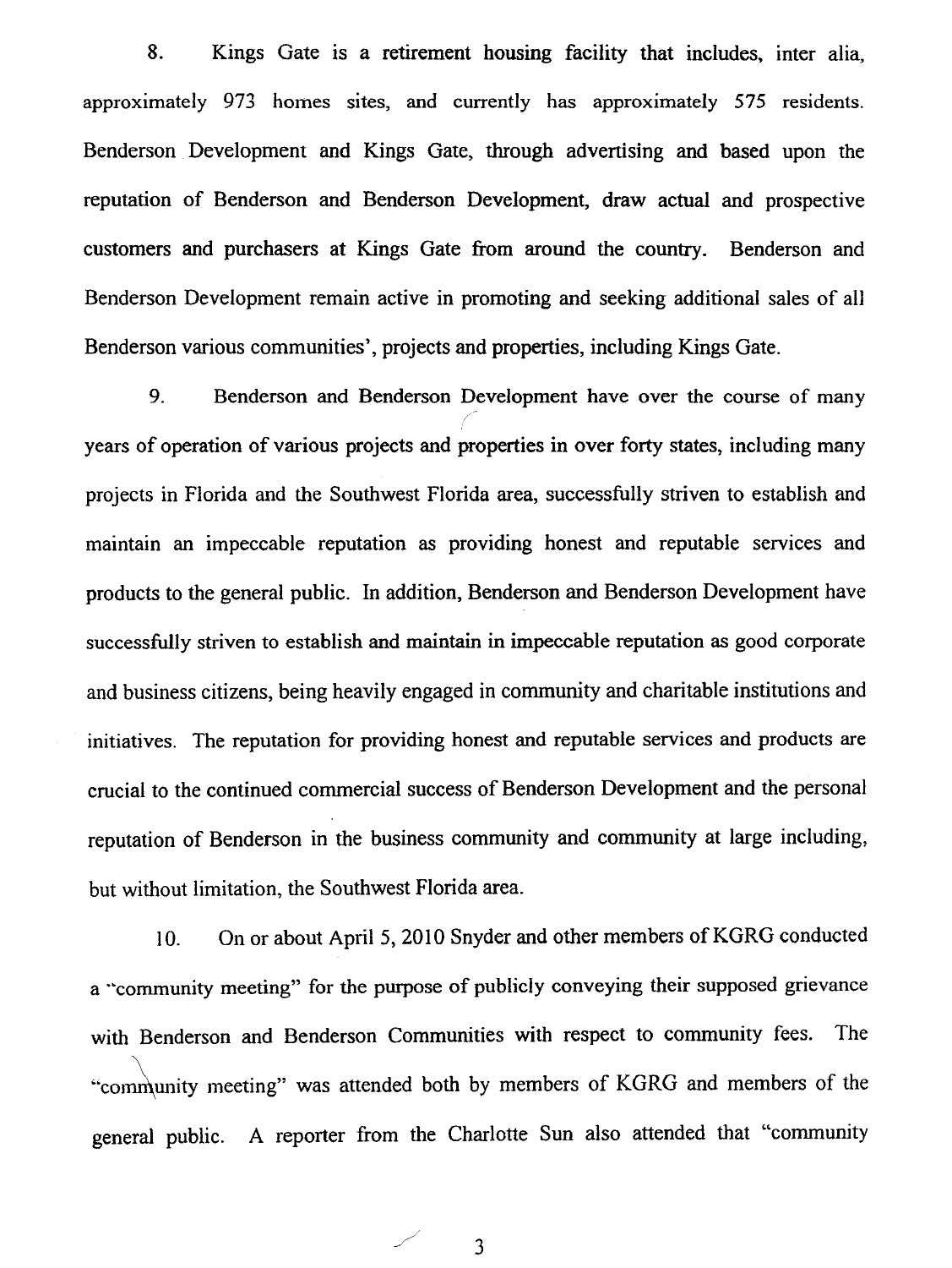8. Kings Gate is a retirement housing facility that includes, inter alia, approximately 973 homes sites, and currently has approximately 575 residents. Benderson Development and Kings Gate, through advertising and based upon the reputation of Benderson and Benderson Development, draw actual and prospective customers and purchasers at Kings Gate from around the country. Benderson and Benderson Development remain active in promoting and seeking additional sales of all Benderson various communities', projects and properties, including Kings Gate.

9. Benderson and Benderson Development have over the course of many years of operation of various projects and properties in over forty states, including many projects in Florida and the Southwest Florida area, successfully striven to establish and maintain an impeccable reputation as providing honest and reputable services and products to the general public. In addition, Benderson and Benderson Development have successfully striven to establish and maintain in impeccable reputation as good corporate and business citizens, being heavily engaged in community and charitable institutions and initiatives. The reputation for providing honest and reputable services and products are crucial to the continued commercial success of Benderson Development and the personal reputation of Benderson in the business community and community at large including, but without limitation, the Southwest Florida area.

10. On or about April 5, 2010 Snyder and other members of KGRG conducted a "community meeting" for the purpose of publicly conveying their supposed grievance with Benderson and Benderson Communities with respect to community fees. The "community meeting" was attended both by members of KGRG and members of the general public. A reporter from the Charlotte Sun also attended that "community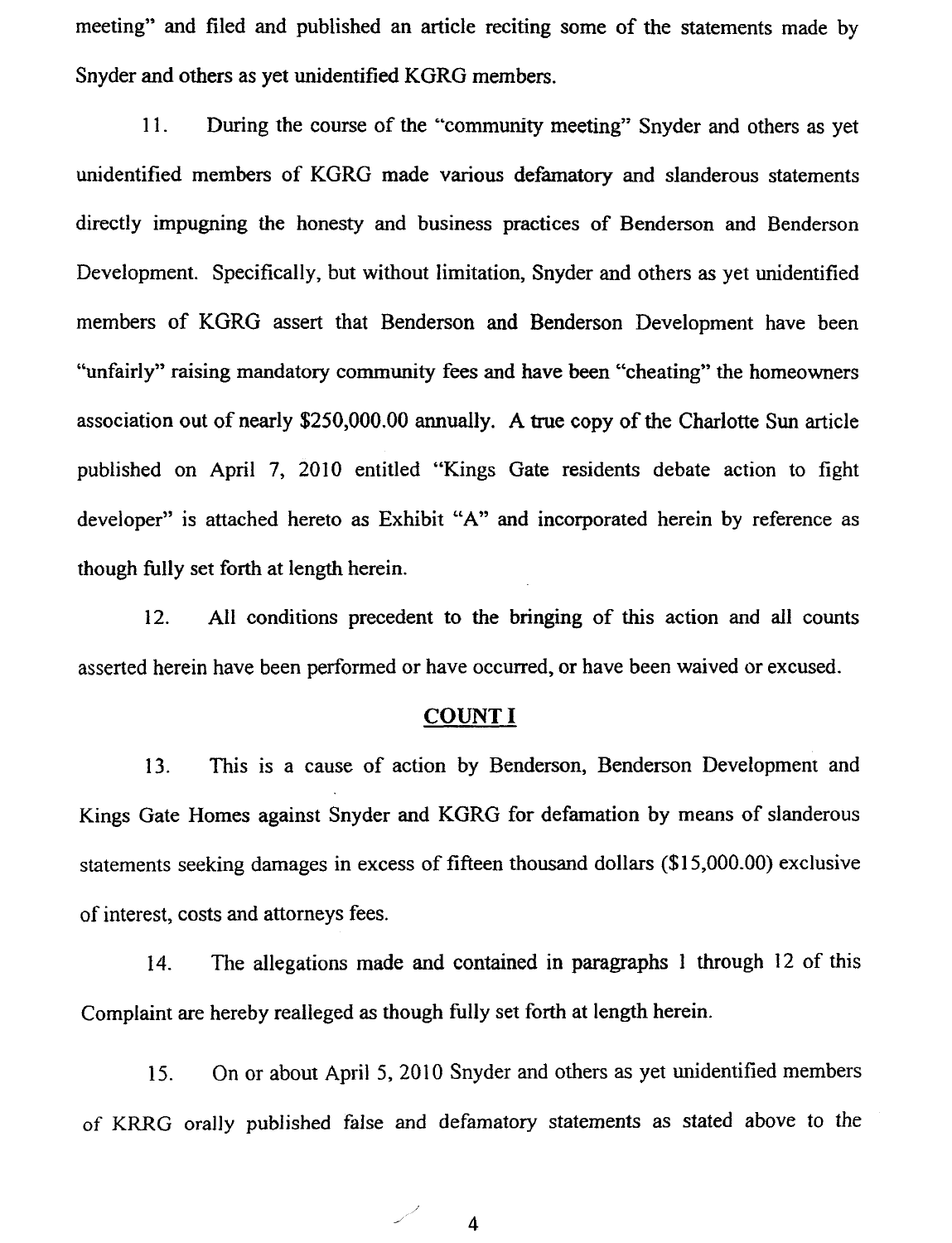meeting" and filed and published an article reciting some of the statements made by Snyder and others as yet unidentified KGRG members.

11. During the course of the "community meeting" Snyder and others as yet unidentified members of KGRG made various defamatory and slanderous statements directly impugning the honesty and business practices of Benderson and Benderson Development. Specifically, but without limitation, Snyder and others as yet unidentified members of KGRG assert that Benderson and Benderson Development have been "unfairly" raising mandatory community fees and have been "cheating" the homeowners association out of nearly $250,000.00 annually. A true copy of the Charlotte Sun article published on April 7, 2010 entitled "Kings Gate residents debate action to fight developer" is attached hereto as Exhibit "A" and incorporated herein by reference as though fully set forth at length herein.

12. All conditions precedent to the bringing of this action and all counts asserted herein have been performed or have occurred, or have been waived or excused.

## COUNT I

13. This is a cause of action by Benderson, Benderson Development and Kings Gate Homes against Snyder and KGRG for defamation by means of slanderous statements seeking damages in excess of fifteen thousand dollars ($15,000.00) exclusive of interest, costs and attorneys fees.

14. The allegations made and contained in paragraphs 1 through 12 of this Complaint are hereby realleged as though fully set forth at length herein.

15. On or about April 5, 2010 Snyder and others as yet unidentified members of KRRG orally published false and defamatory statements as stated above to the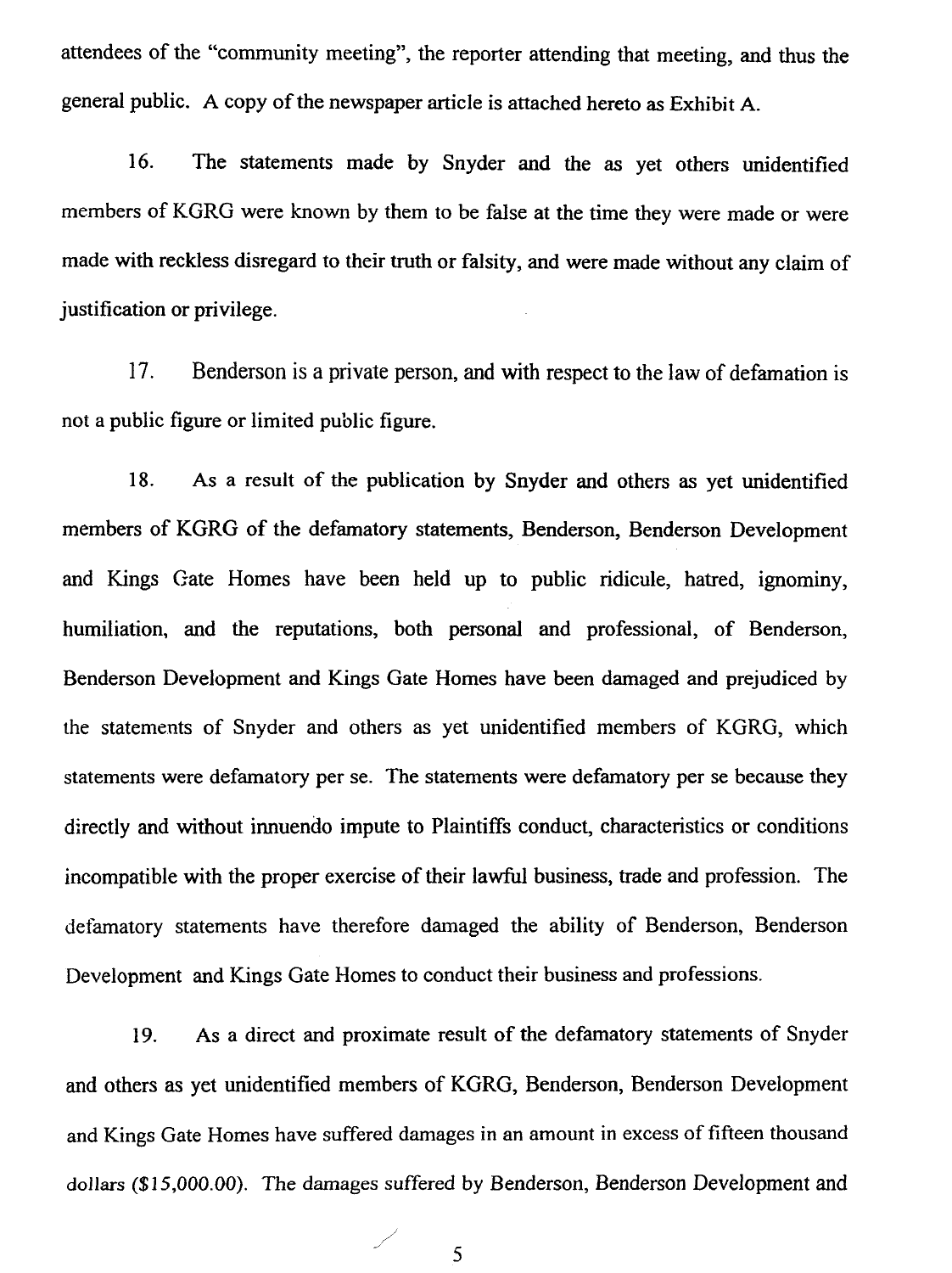attendees of the "community meeting", the reporter attending that meeting, and thus the general public. A copy of the newspaper article is attached hereto as Exhibit A.

16. The statements made by Snyder and the as yet others unidentified members of KGRG were known by them to be false at the time they were made or were made with reckless disregard to their truth or falsity, and were made without any claim of justification or privilege.

17. Benderson is a private person, and with respect to the law of defamation is not a public figure or limited public figure.

18. As a result of the publication by Snyder and others as yet unidentified members of KGRG of the defamatory statements, Benderson, Benderson Development and Kings Gate Homes have been held up to public ridicule, hatred, ignominy, humiliation, and the reputations, both personal and professional, of Benderson, Benderson Development and Kings Gate Homes have been damaged and prejudiced by the statements of Snyder and others as yet unidentified members of KGRG, which statements were defamatory per se. The statements were defamatory per se because they directly and without innuendo impute to Plaintiffs conduct, characteristics or conditions incompatible with the proper exercise of their lawful business, trade and profession. The defamatory statements have therefore damaged the ability of Benderson, Benderson Development and Kings Gate Homes to conduct their business and professions.

19. As a direct and proximate result of the defamatory statements of Snyder and others as yet unidentified members of KGRG, Benderson, Benderson Development and Kings Gate Homes have suffered damages in an amount in excess of fifteen thousand dollars ($15,000.00). The damages suffered by Benderson, Benderson Development and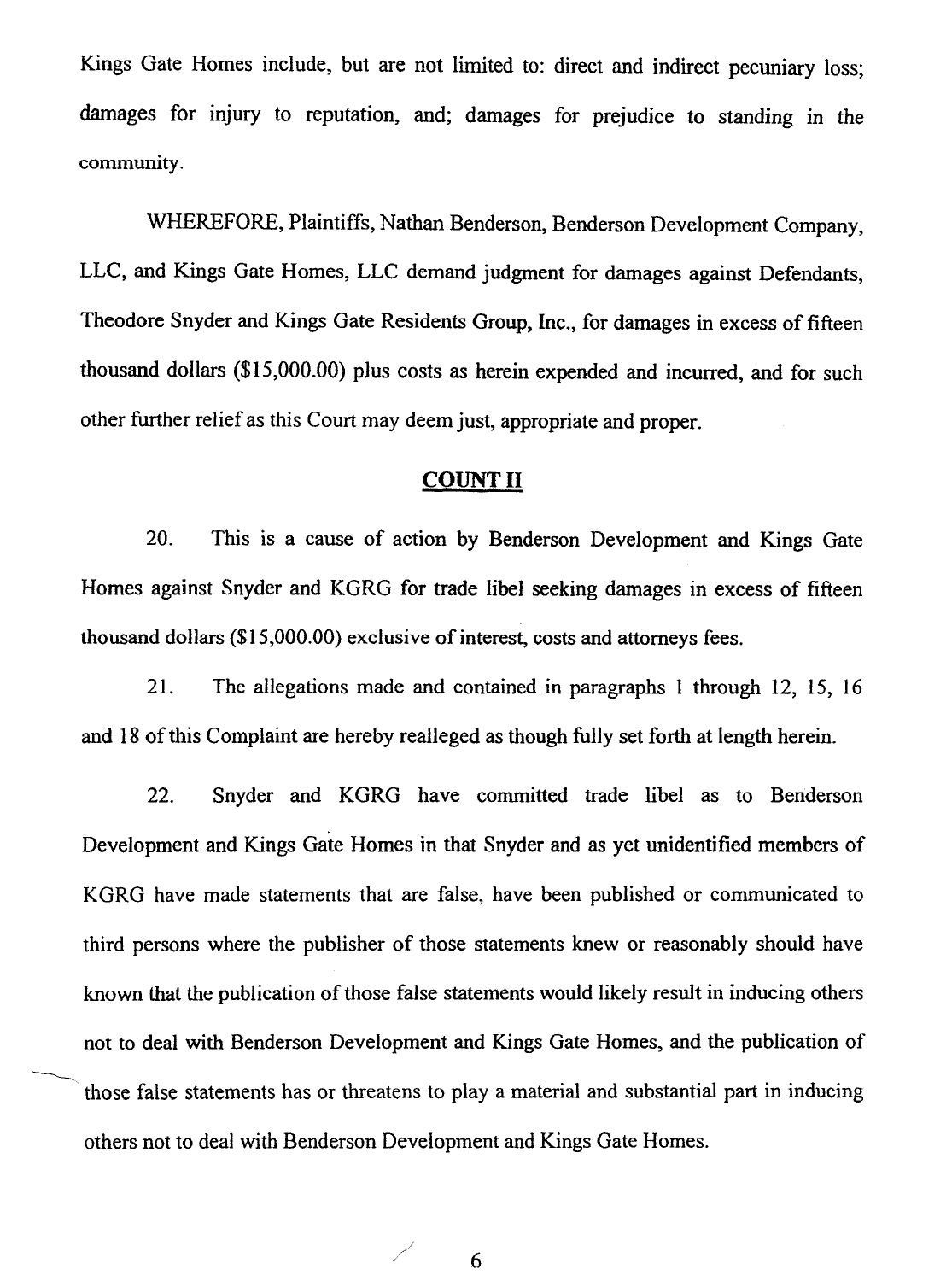Kings Gate Homes include, but are not limited to: direct and indirect pecuniary loss; damages for injury to reputation, and; damages for prejudice to standing in the community.

WHEREFORE, Plaintiffs, Nathan Benderson, Benderson Development Company, LLC, and Kings Gate Homes, LLC demand judgment for damages against Defendants, Theodore Snyder and Kings Gate Residents Group, Inc., for damages in excess of fifteen thousand dollars ($15,000.00) plus costs as herein expended and incurred, and for such other further relief as this Court may deem just, appropriate and proper.

## COUNT II

20. This is a cause of action by Benderson Development and Kings Gate Homes against Snyder and KGRG for trade libel seeking damages in excess of fifteen thousand dollars ($15,000.00) exclusive of interest, costs and attorneys fees.

21. The allegations made and contained in paragraphs 1 through 12, 15, 16 and 18 of this Complaint are hereby realleged as though fully set forth at length herein.

22. Snyder and KGRG have committed trade libel as to Benderson Development and Kings Gate Homes in that Snyder and as yet unidentified members of KGRG have made statements that are false, have been published or communicated to third persons where the publisher of those statements knew or reasonably should have known that the publication of those false statements would likely result in inducing others not to deal with Benderson Development and Kings Gate Homes, and the publication of those false statements has or threatens to play a material and substantial part in inducing others not to deal with Benderson Development and Kings Gate Homes.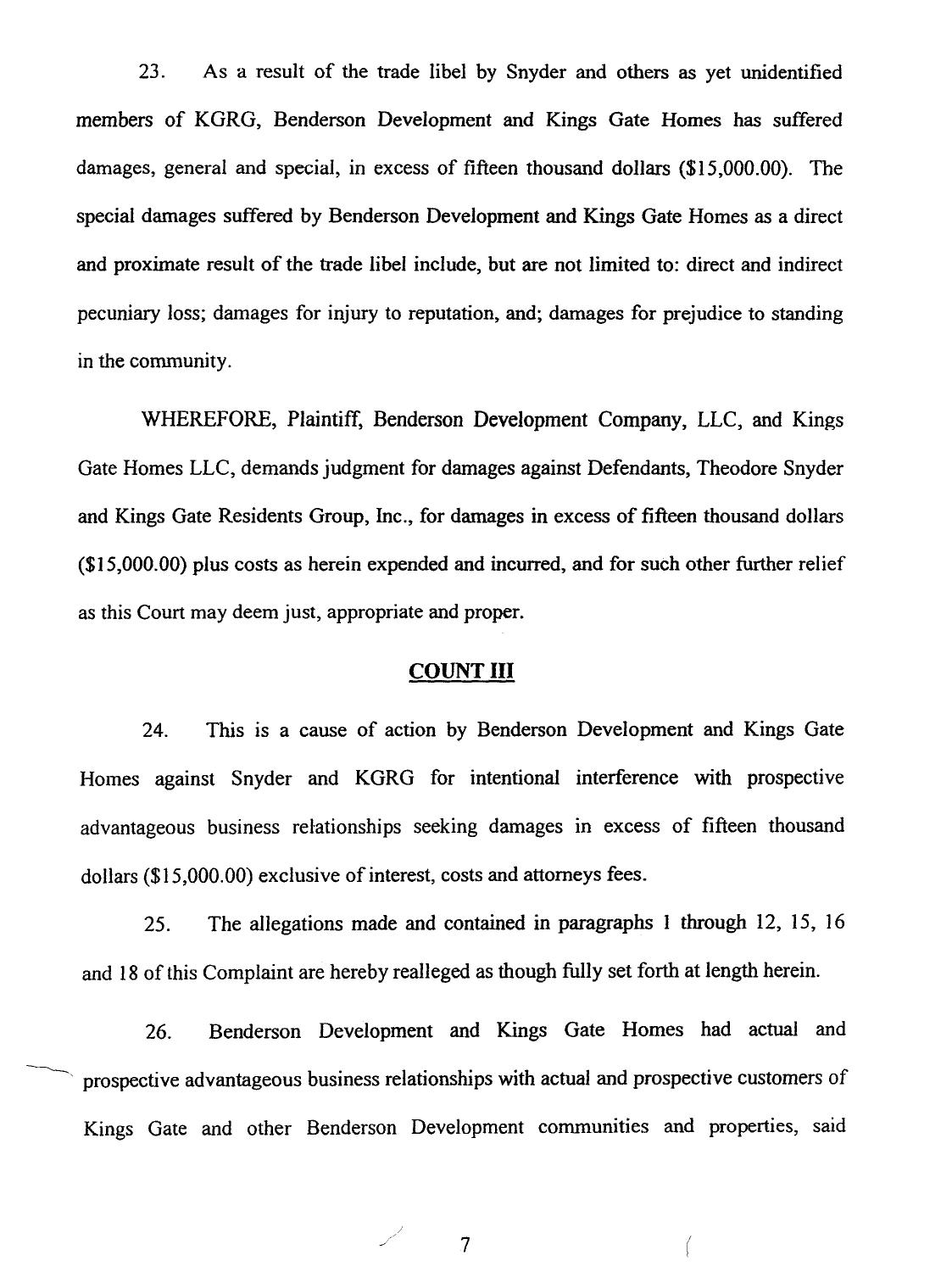23. As a result of the trade libel by Snyder and others as yet unidentified members of KGRG, Benderson Development and Kings Gate Homes has suffered damages, general and special, in excess of fifteen thousand dollars ($15,000.00). The special damages suffered by Benderson Development and Kings Gate Homes as a direct and proximate result of the trade libel include, but are not limited to: direct and indirect pecuniary loss; damages for injury to reputation, and; damages for prejudice to standing in the community.

WHEREFORE, Plaintiff, Benderson Development Company, LLC, and Kings Gate Homes LLC, demands judgment for damages against Defendants, Theodore Snyder and Kings Gate Residents Group, Inc., for damages in excess of fifteen thousand dollars ($15,000.00) plus costs as herein expended and incurred, and for such other further relief as this Court may deem just, appropriate and proper.

## COUNT III

24. This is a cause of action by Benderson Development and Kings Gate Homes against Snyder and KGRG for intentional interference with prospective advantageous business relationships seeking damages in excess of fifteen thousand dollars ($15,000.00) exclusive of interest, costs and attorneys fees.

25. The allegations made and contained in paragraphs 1 through 12, 15, 16 and 18 of this Complaint are hereby realleged as though fully set forth at length herein.

26. Benderson Development and Kings Gate Homes had actual and prospective advantageous business relationships with actual and prospective customers of Kings Gate and other Benderson Development communities and properties, said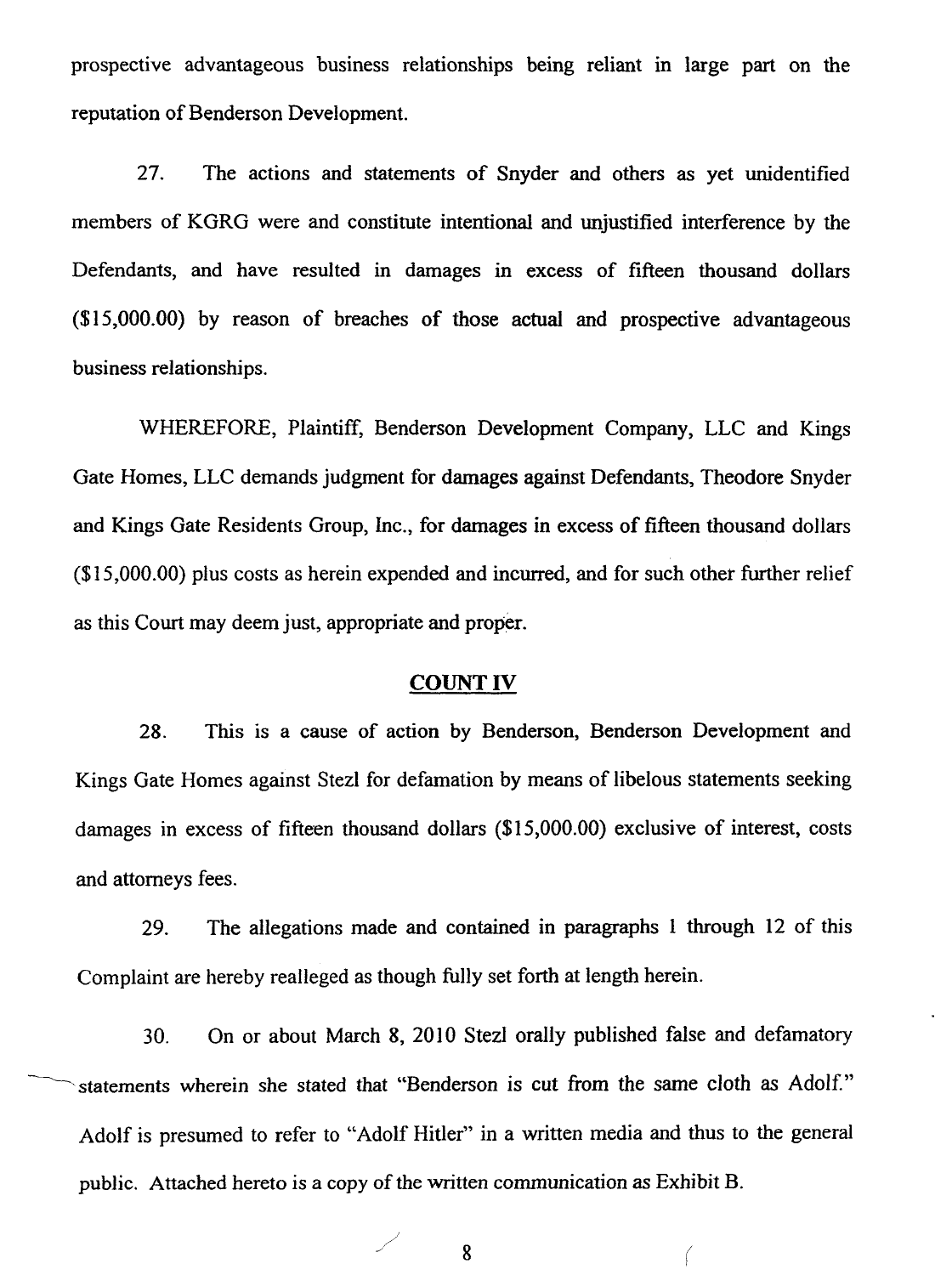prospective advantageous business relationships being reliant in large part on the reputation of Benderson Development.

27. The actions and statements of Snyder and others as yet unidentified members of KGRG were and constitute intentional and unjustified interference by the Defendants, and have resulted in damages in excess of fifteen thousand dollars ($15,000.00) by reason of breaches of those actual and prospective advantageous business relationships.

WHEREFORE, Plaintiff, Benderson Development Company, LLC and Kings Gate Homes, LLC demands judgment for damages against Defendants, Theodore Snyder and Kings Gate Residents Group, Inc., for damages in excess of fifteen thousand dollars ($15,000.00) plus costs as herein expended and incurred, and for such other further relief as this Court may deem just, appropriate and proper.

## COUNT IV

28. This is a cause of action by Benderson, Benderson Development and Kings Gate Homes against Stezl for defamation by means of libelous statements seeking damages in excess of fifteen thousand dollars ($15,000.00) exclusive of interest, costs and attorneys fees.

29. The allegations made and contained in paragraphs 1 through 12 of this Complaint are hereby realleged as though fully set forth at length herein.

30. On or about March 8, 2010 Stezl orally published false and defamatory statements wherein she stated that "Benderson is cut from the same cloth as Adolf." Adolf is presumed to refer to "Adolf Hitler" in a written media and thus to the general public. Attached hereto is a copy of the written communication as Exhibit B.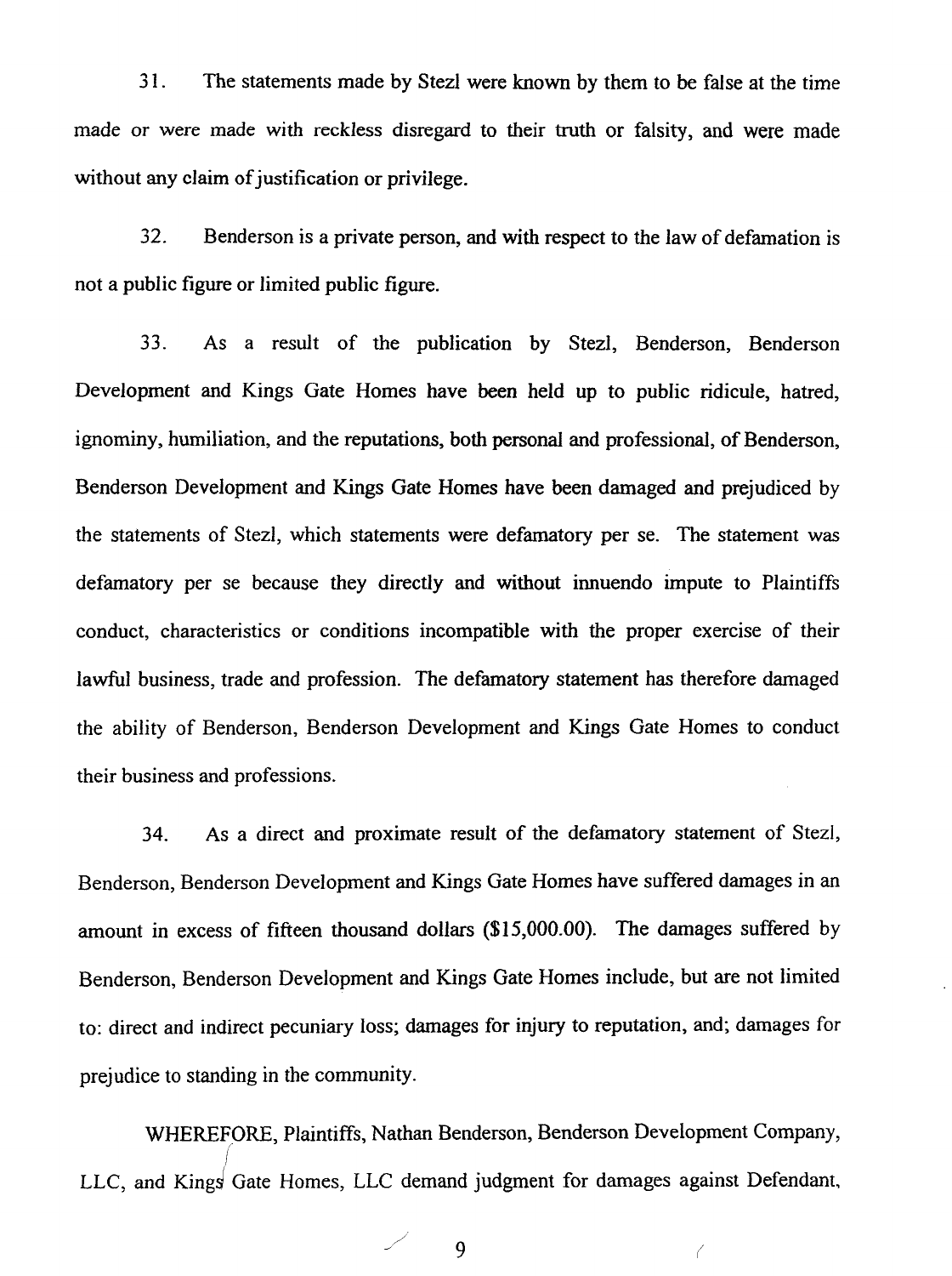31. The statements made by Stezl were known by them to be false at the time made or were made with reckless disregard to their truth or falsity, and were made without any claim of justification or privilege.

32. Benderson is a private person, and with respect to the law of defamation is not a public figure or limited public figure.

33. As a result of the publication by Stezl, Benderson, Benderson Development and Kings Gate Homes have been held up to public ridicule, hatred, ignominy, humiliation, and the reputations, both personal and professional, of Benderson, Benderson Development and Kings Gate Homes have been damaged and prejudiced by the statements of Stezl, which statements were defamatory per se. The statement was defamatory per se because they directly and without innuendo impute to Plaintiffs conduct, characteristics or conditions incompatible with the proper exercise of their lawful business, trade and profession. The defamatory statement has therefore damaged the ability of Benderson, Benderson Development and Kings Gate Homes to conduct their business and professions.

34. As a direct and proximate result of the defamatory statement of Stezl, Benderson, Benderson Development and Kings Gate Homes have suffered damages in an amount in excess of fifteen thousand dollars ($15,000.00). The damages suffered by Benderson, Benderson Development and Kings Gate Homes include, but are not limited to: direct and indirect pecuniary loss; damages for injury to reputation, and; damages for prejudice to standing in the community.

WHEREFORE, Plaintiffs, Nathan Benderson, Benderson Development Company, LLC, and Kings Gate Homes, LLC demand judgment for damages against Defendant,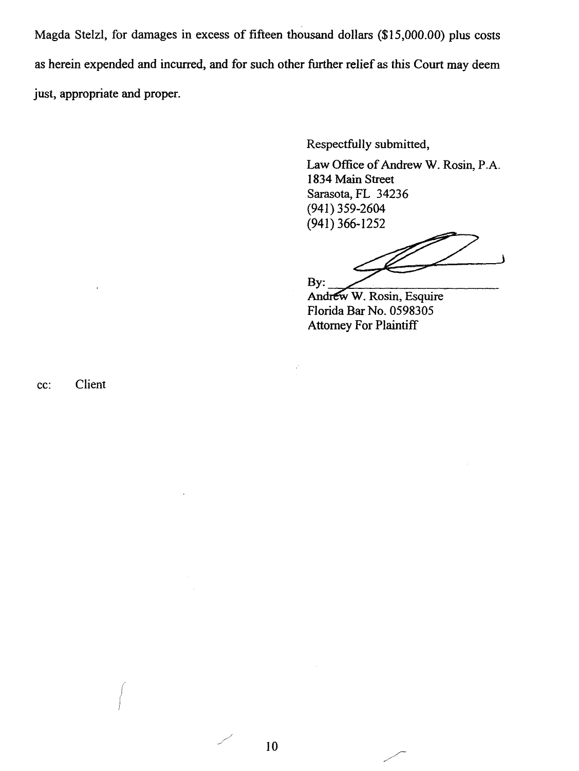Magda Stelzl, for damages in excess of fifteen thousand dollars ($15,000.00) plus costs as herein expended and incurred, and for such other further relief as this Court may deem just, appropriate and proper.

Respectfully submitted,

Law Office of Andrew W. Rosin, P.A.
1834 Main Street
Sarasota, FL 34236
(941) 359-2604
(941) 366-1252

By: ______________________
Andrew W. Rosin, Esquire
Florida Bar No. 0598305
Attorney For Plaintiff

cc: Client